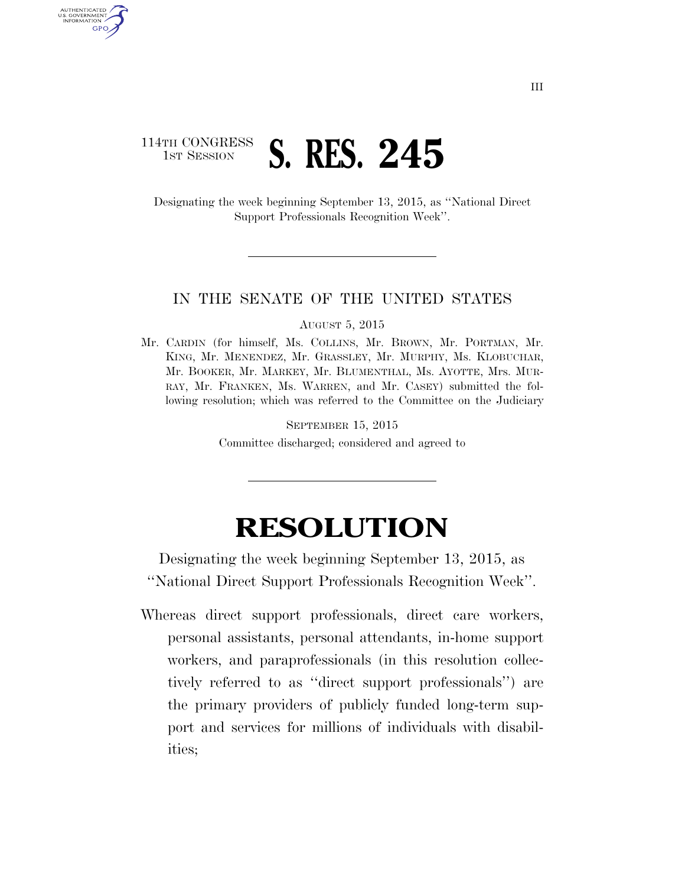114TH CONGRESS
1ST SESSION

# S. RES. 245

Designating the week beginning September 13, 2015, as "National Direct Support Professionals Recognition Week".

IN THE SENATE OF THE UNITED STATES

AUGUST 5, 2015

Mr. CARDIN (for himself, Ms. COLLINS, Mr. BROWN, Mr. PORTMAN, Mr. KING, Mr. MENENDEZ, Mr. GRASSLEY, Mr. MURPHY, Ms. KLOBUCHAR, Mr. BOOKER, Mr. MARKEY, Mr. BLUMENTHAL, Ms. AYOTTE, Mrs. MURRAY, Mr. FRANKEN, Ms. WARREN, and Mr. CASEY) submitted the following resolution; which was referred to the Committee on the Judiciary

SEPTEMBER 15, 2015

Committee discharged; considered and agreed to

# RESOLUTION

Designating the week beginning September 13, 2015, as "National Direct Support Professionals Recognition Week".

Whereas direct support professionals, direct care workers, personal assistants, personal attendants, in-home support workers, and paraprofessionals (in this resolution collectively referred to as "direct support professionals") are the primary providers of publicly funded long-term support and services for millions of individuals with disabilities;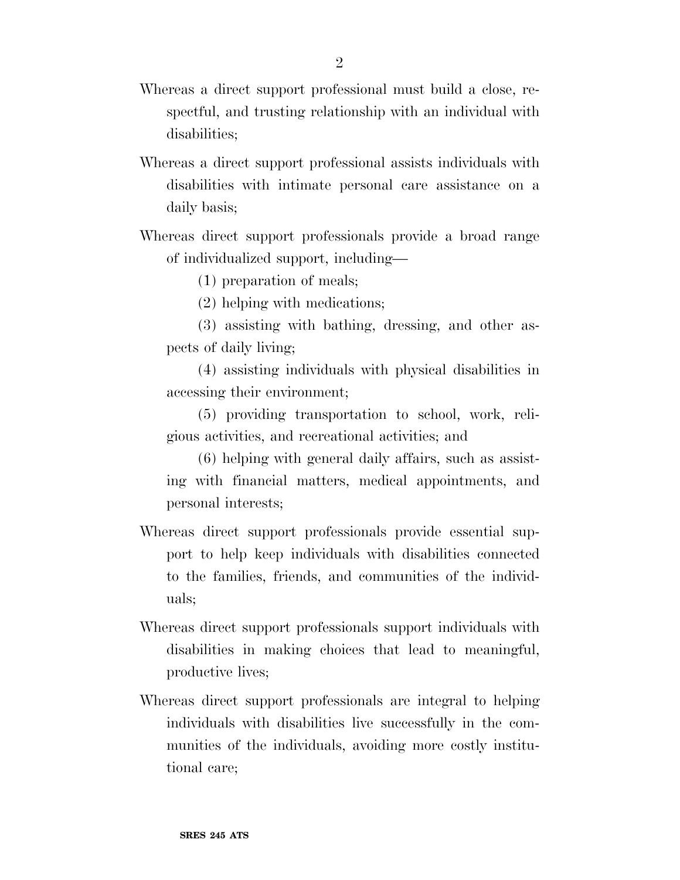Whereas a direct support professional must build a close, respectful, and trusting relationship with an individual with disabilities;

Whereas a direct support professional assists individuals with disabilities with intimate personal care assistance on a daily basis;

Whereas direct support professionals provide a broad range of individualized support, including—

(1) preparation of meals;

(2) helping with medications;

(3) assisting with bathing, dressing, and other aspects of daily living;

(4) assisting individuals with physical disabilities in accessing their environment;

(5) providing transportation to school, work, religious activities, and recreational activities; and

(6) helping with general daily affairs, such as assisting with financial matters, medical appointments, and personal interests;

Whereas direct support professionals provide essential support to help keep individuals with disabilities connected to the families, friends, and communities of the individuals;

Whereas direct support professionals support individuals with disabilities in making choices that lead to meaningful, productive lives;

Whereas direct support professionals are integral to helping individuals with disabilities live successfully in the communities of the individuals, avoiding more costly institutional care;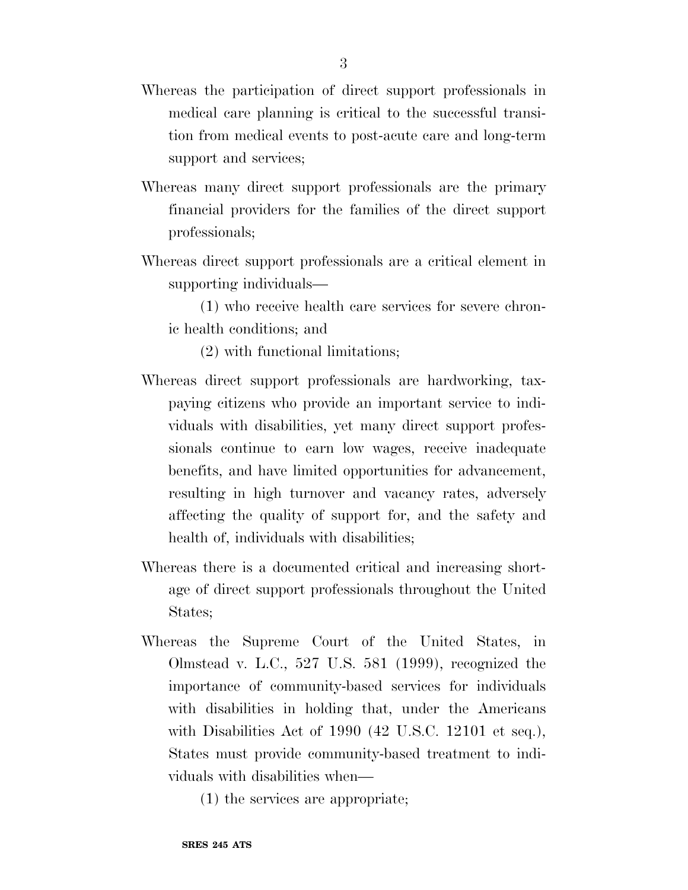Whereas the participation of direct support professionals in medical care planning is critical to the successful transition from medical events to post-acute care and long-term support and services;

Whereas many direct support professionals are the primary financial providers for the families of the direct support professionals;

Whereas direct support professionals are a critical element in supporting individuals—

(1) who receive health care services for severe chronic health conditions; and

(2) with functional limitations;

Whereas direct support professionals are hardworking, taxpaying citizens who provide an important service to individuals with disabilities, yet many direct support professionals continue to earn low wages, receive inadequate benefits, and have limited opportunities for advancement, resulting in high turnover and vacancy rates, adversely affecting the quality of support for, and the safety and health of, individuals with disabilities;

Whereas there is a documented critical and increasing shortage of direct support professionals throughout the United States;

Whereas the Supreme Court of the United States, in Olmstead v. L.C., 527 U.S. 581 (1999), recognized the importance of community-based services for individuals with disabilities in holding that, under the Americans with Disabilities Act of 1990 (42 U.S.C. 12101 et seq.), States must provide community-based treatment to individuals with disabilities when—

(1) the services are appropriate;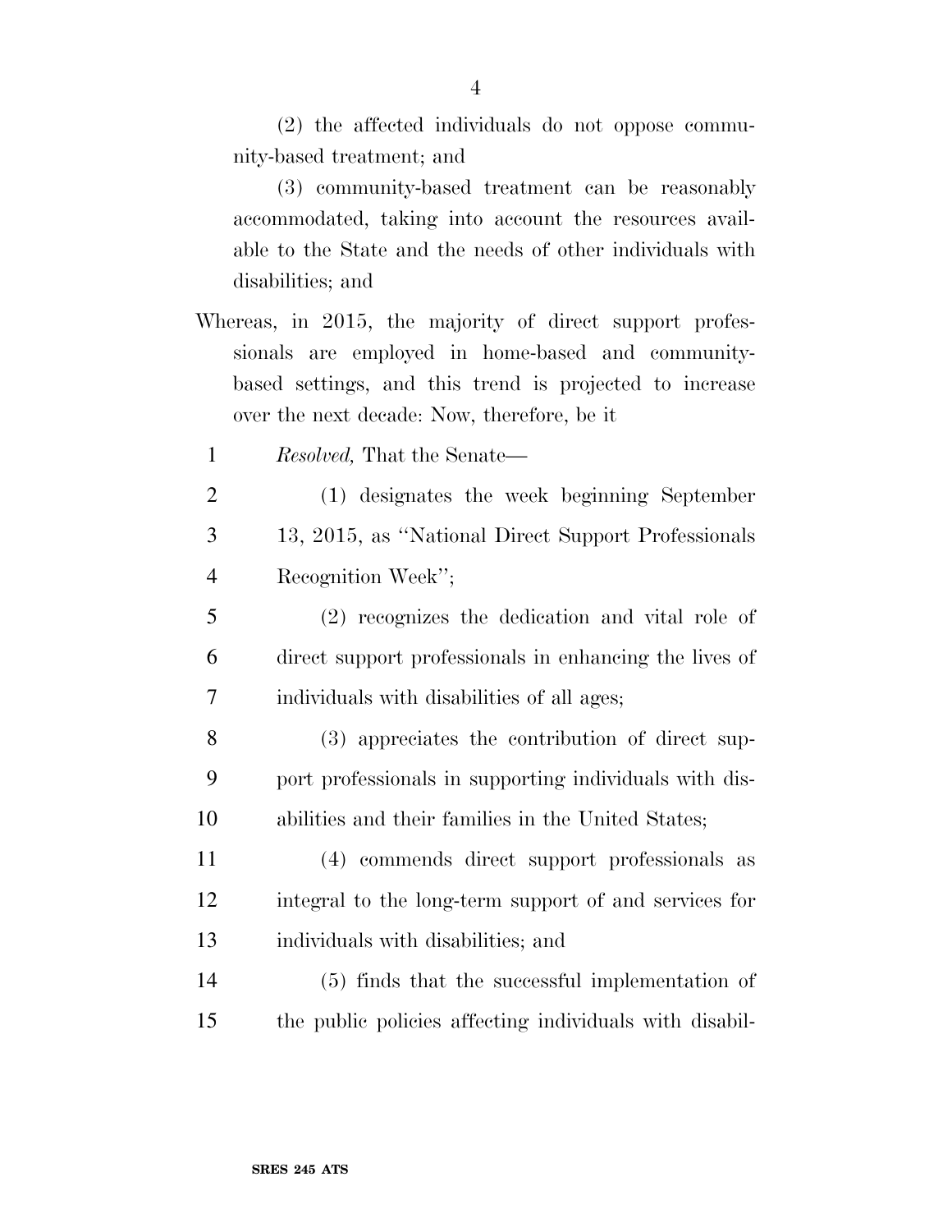(2) the affected individuals do not oppose community-based treatment; and

(3) community-based treatment can be reasonably accommodated, taking into account the resources available to the State and the needs of other individuals with disabilities; and

Whereas, in 2015, the majority of direct support professionals are employed in home-based and community-based settings, and this trend is projected to increase over the next decade: Now, therefore, be it

*Resolved,* That the Senate—

(1) designates the week beginning September 13, 2015, as "National Direct Support Professionals Recognition Week";

(2) recognizes the dedication and vital role of direct support professionals in enhancing the lives of individuals with disabilities of all ages;

(3) appreciates the contribution of direct support professionals in supporting individuals with disabilities and their families in the United States;

(4) commends direct support professionals as integral to the long-term support of and services for individuals with disabilities; and

(5) finds that the successful implementation of the public policies affecting individuals with disabil-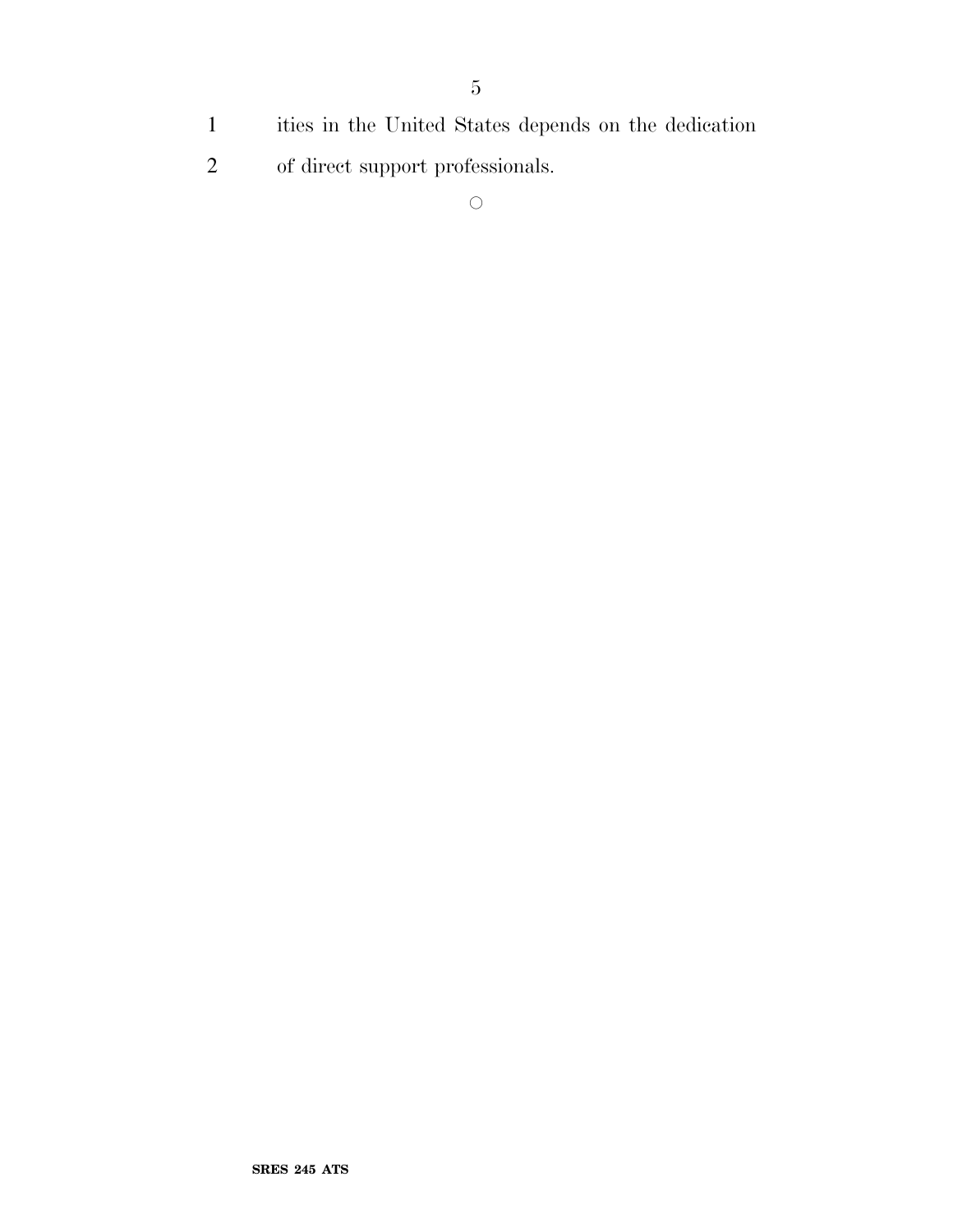ities in the United States depends on the dedication of direct support professionals.